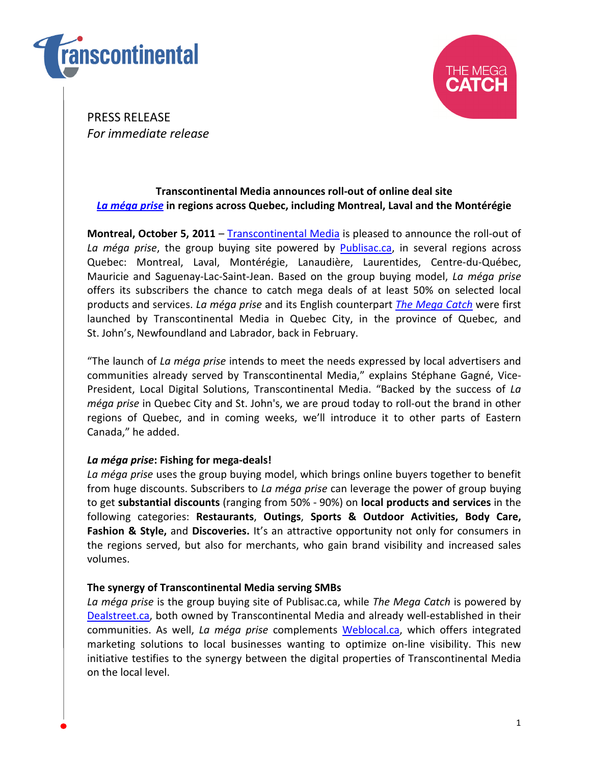PRESS RELEASE
*For immediate release*

**Transcontinental Media announces roll-out of online deal site *La méga prise* in regions across Quebec, including Montreal, Laval and the Montérégie**

**Montreal, October 5, 2011** – Transcontinental Media is pleased to announce the roll-out of *La méga prise*, the group buying site powered by Publisac.ca, in several regions across Quebec: Montreal, Laval, Montérégie, Lanaudière, Laurentides, Centre-du-Québec, Mauricie and Saguenay-Lac-Saint-Jean. Based on the group buying model, *La méga prise* offers its subscribers the chance to catch mega deals of at least 50% on selected local products and services. *La méga prise* and its English counterpart *The Mega Catch* were first launched by Transcontinental Media in Quebec City, in the province of Quebec, and St. John's, Newfoundland and Labrador, back in February.

"The launch of *La méga prise* intends to meet the needs expressed by local advertisers and communities already served by Transcontinental Media," explains Stéphane Gagné, Vice-President, Local Digital Solutions, Transcontinental Media. "Backed by the success of *La méga prise* in Quebec City and St. John's, we are proud today to roll-out the brand in other regions of Quebec, and in coming weeks, we'll introduce it to other parts of Eastern Canada," he added.

***La méga prise*: Fishing for mega-deals!**

*La méga prise* uses the group buying model, which brings online buyers together to benefit from huge discounts. Subscribers to *La méga prise* can leverage the power of group buying to get **substantial discounts** (ranging from 50% - 90%) on **local products and services** in the following categories: **Restaurants**, **Outings**, **Sports & Outdoor Activities, Body Care, Fashion & Style,** and **Discoveries.** It's an attractive opportunity not only for consumers in the regions served, but also for merchants, who gain brand visibility and increased sales volumes.

**The synergy of Transcontinental Media serving SMBs**

*La méga prise* is the group buying site of Publisac.ca, while *The Mega Catch* is powered by Dealstreet.ca, both owned by Transcontinental Media and already well-established in their communities. As well, *La méga prise* complements Weblocal.ca, which offers integrated marketing solutions to local businesses wanting to optimize on-line visibility. This new initiative testifies to the synergy between the digital properties of Transcontinental Media on the local level.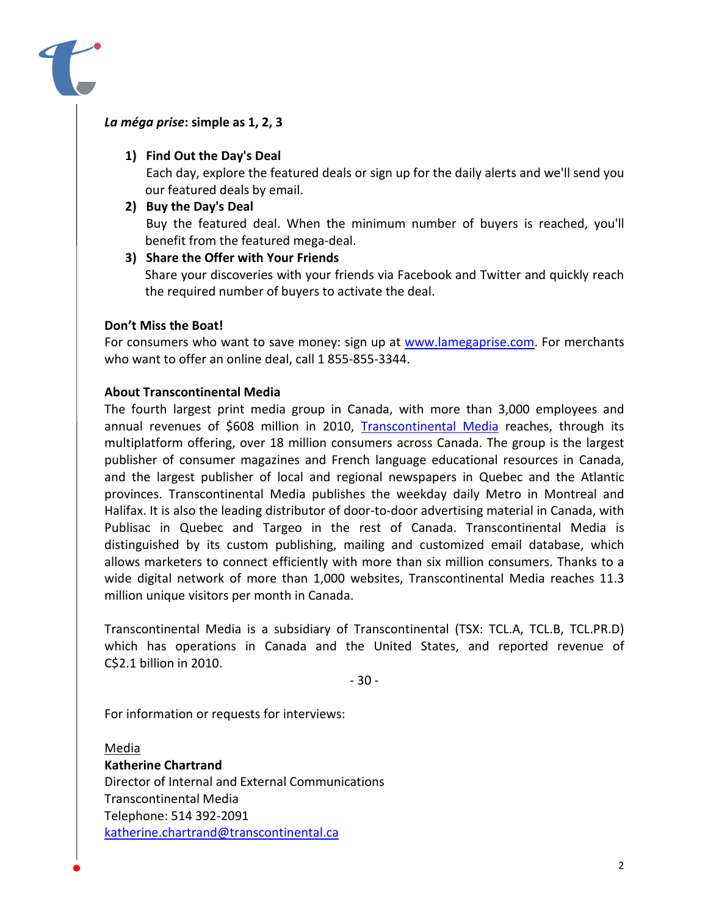***La méga prise*: simple as 1, 2, 3**

1) **Find Out the Day's Deal**
   Each day, explore the featured deals or sign up for the daily alerts and we'll send you our featured deals by email.
2) **Buy the Day's Deal**
   Buy the featured deal. When the minimum number of buyers is reached, you'll benefit from the featured mega-deal.
3) **Share the Offer with Your Friends**
   Share your discoveries with your friends via Facebook and Twitter and quickly reach the required number of buyers to activate the deal.

**Don't Miss the Boat!**

For consumers who want to save money: sign up at www.lamegaprise.com. For merchants who want to offer an online deal, call 1 855-855-3344.

**About Transcontinental Media**

The fourth largest print media group in Canada, with more than 3,000 employees and annual revenues of $608 million in 2010, Transcontinental Media reaches, through its multiplatform offering, over 18 million consumers across Canada. The group is the largest publisher of consumer magazines and French language educational resources in Canada, and the largest publisher of local and regional newspapers in Quebec and the Atlantic provinces. Transcontinental Media publishes the weekday daily Metro in Montreal and Halifax. It is also the leading distributor of door-to-door advertising material in Canada, with Publisac in Quebec and Targeo in the rest of Canada. Transcontinental Media is distinguished by its custom publishing, mailing and customized email database, which allows marketers to connect efficiently with more than six million consumers. Thanks to a wide digital network of more than 1,000 websites, Transcontinental Media reaches 11.3 million unique visitors per month in Canada.

Transcontinental Media is a subsidiary of Transcontinental (TSX: TCL.A, TCL.B, TCL.PR.D) which has operations in Canada and the United States, and reported revenue of C$2.1 billion in 2010.

- 30 -

For information or requests for interviews:

Media
**Katherine Chartrand**
Director of Internal and External Communications
Transcontinental Media
Telephone: 514 392-2091
katherine.chartrand@transcontinental.ca